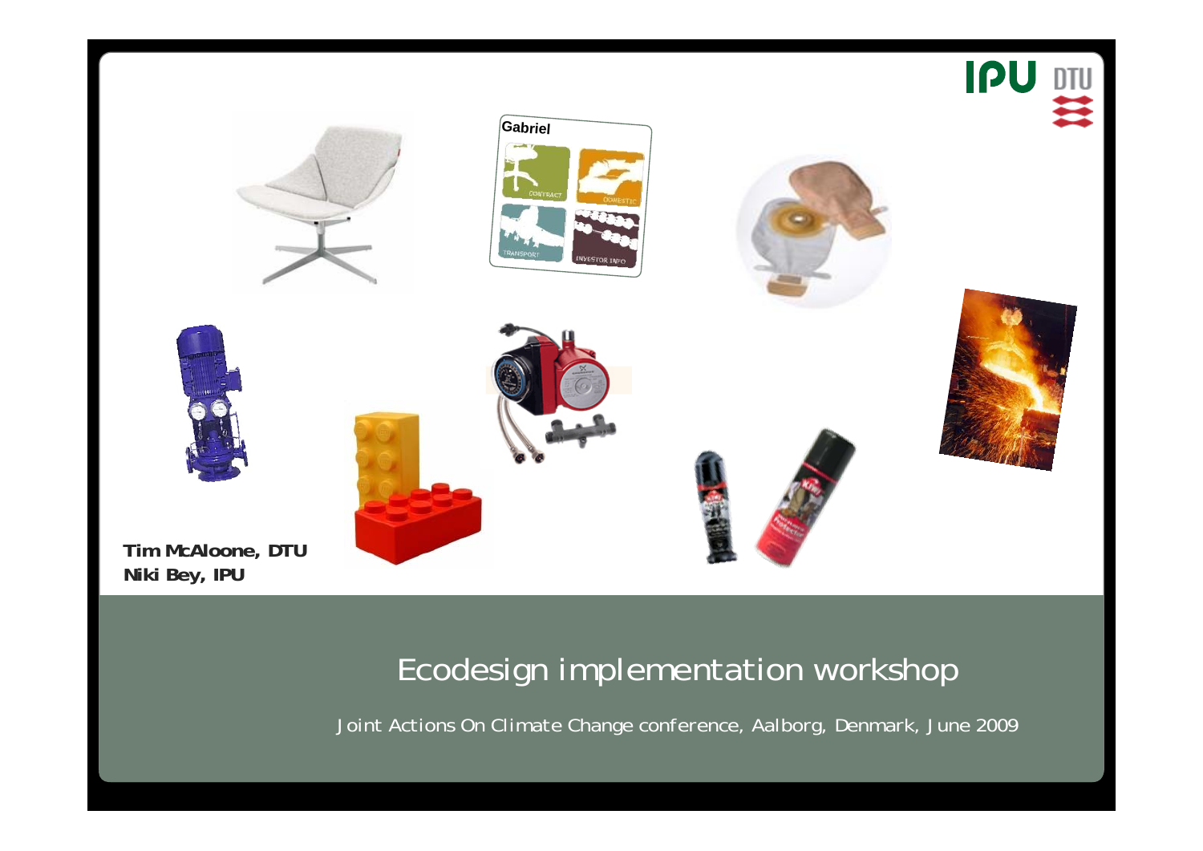Tim McAloone, DTU
Niki Bey, IPU

# Ecodesign implementation workshop

Joint Actions On Climate Change conference, Aalborg, Denmark, June 2009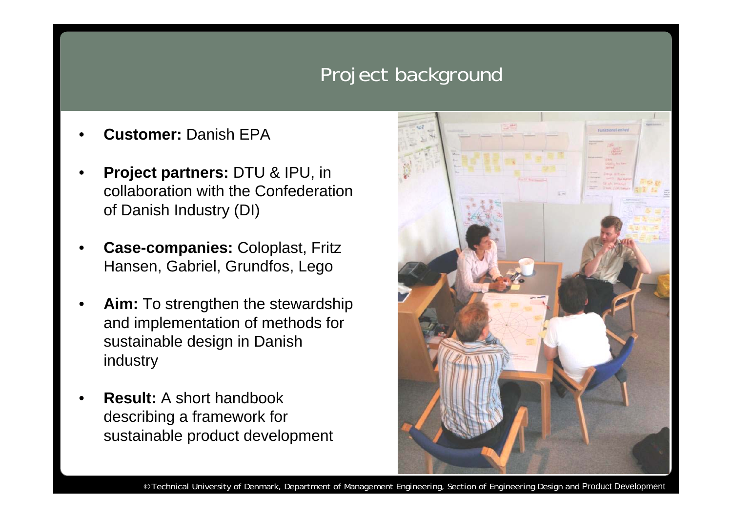# Project background

- **Customer:** Danish EPA
- **Project partners:** DTU & IPU, in collaboration with the Confederation of Danish Industry (DI)
- **Case-companies:** Coloplast, Fritz Hansen, Gabriel, Grundfos, Lego
- **Aim:** To strengthen the stewardship and implementation of methods for sustainable design in Danish industry
- **Result:** A short handbook describing a framework for sustainable product development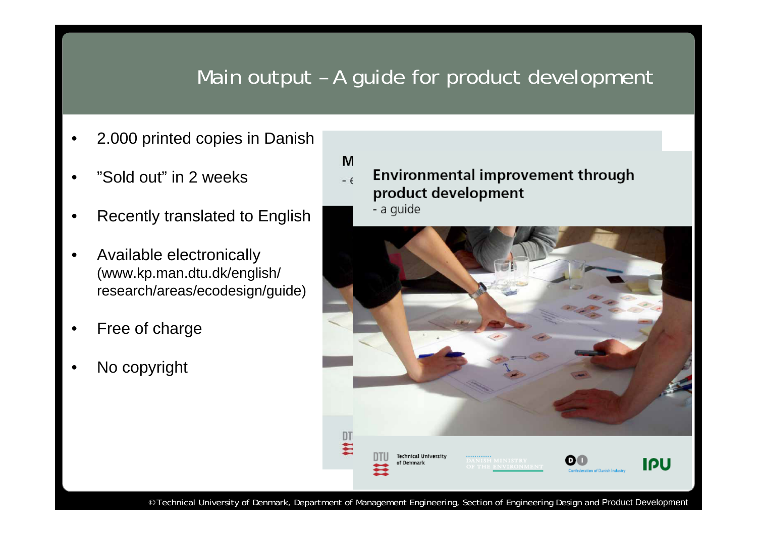# Main output – A guide for product development

- 2.000 printed copies in Danish
- ”Sold out” in 2 weeks
- Recently translated to English
- Available electronically (www.kp.man.dtu.dk/english/research/areas/ecodesign/guide)
- Free of charge
- No copyright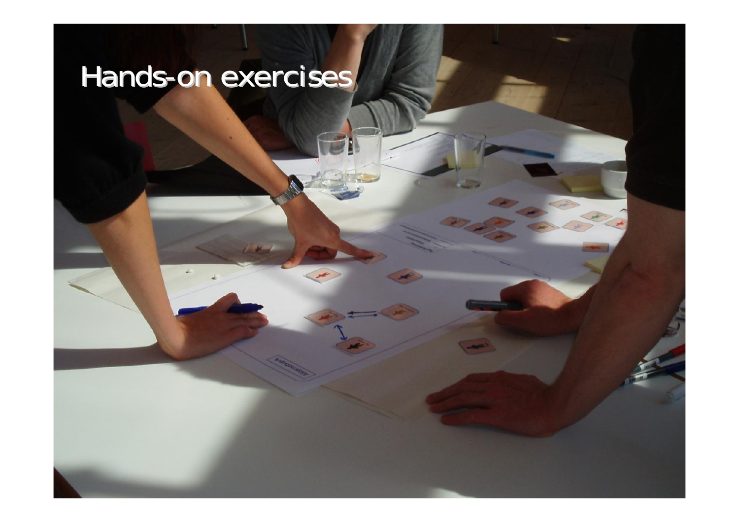# Hands-on exercises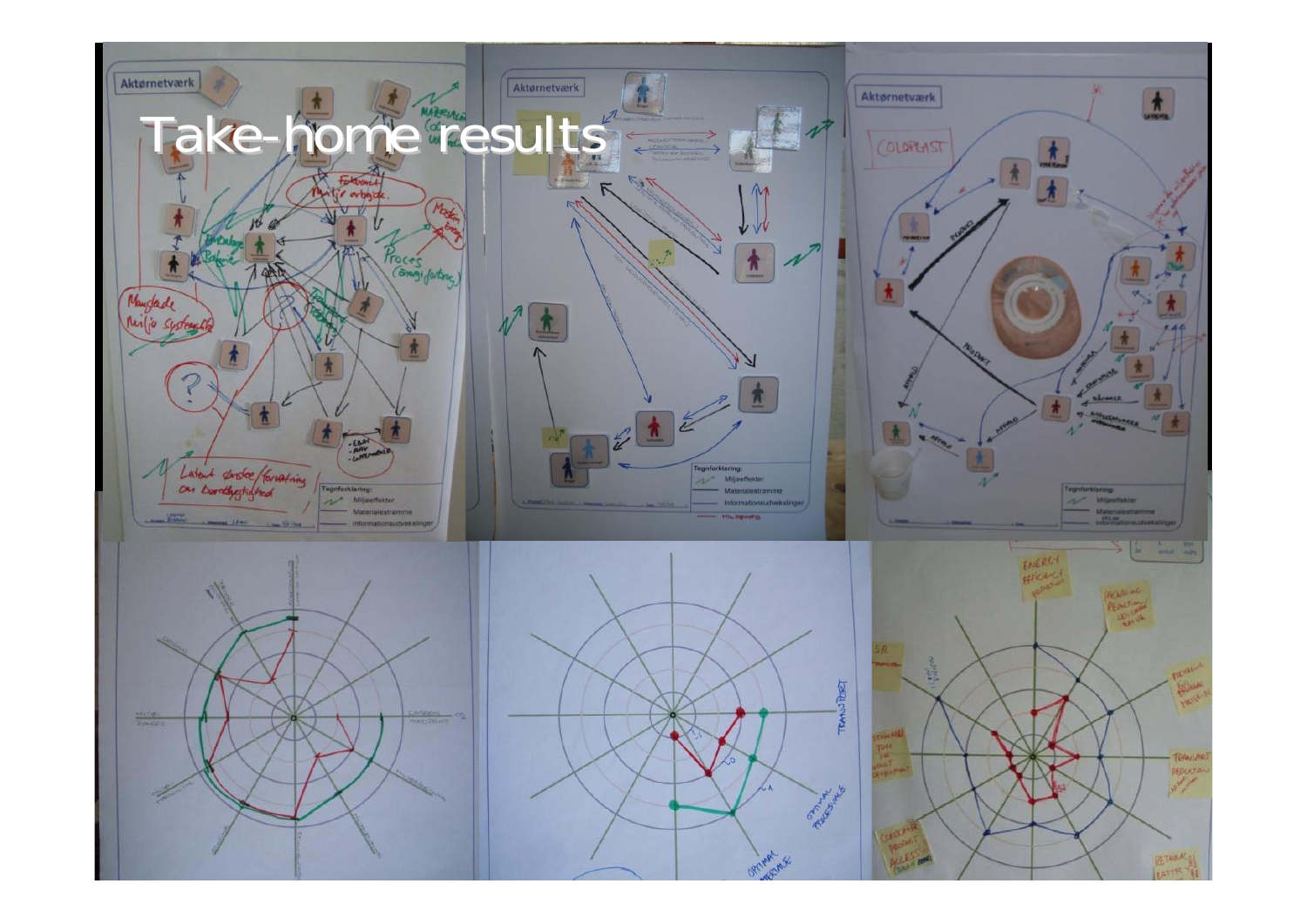# Take-home results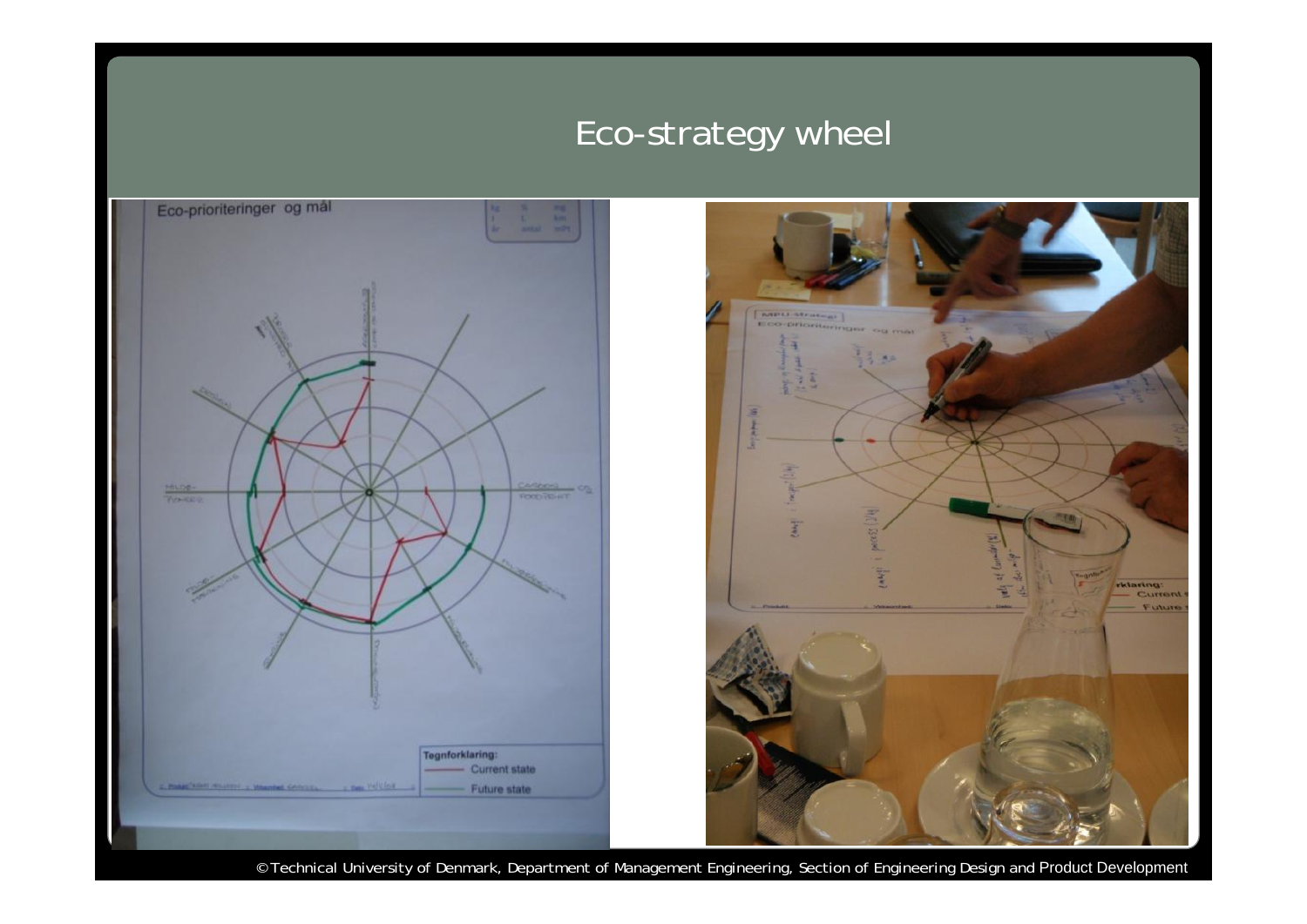# Eco-strategy wheel

Eco-prioriteringer og mål

Tegnforklaring:

Current state

Future state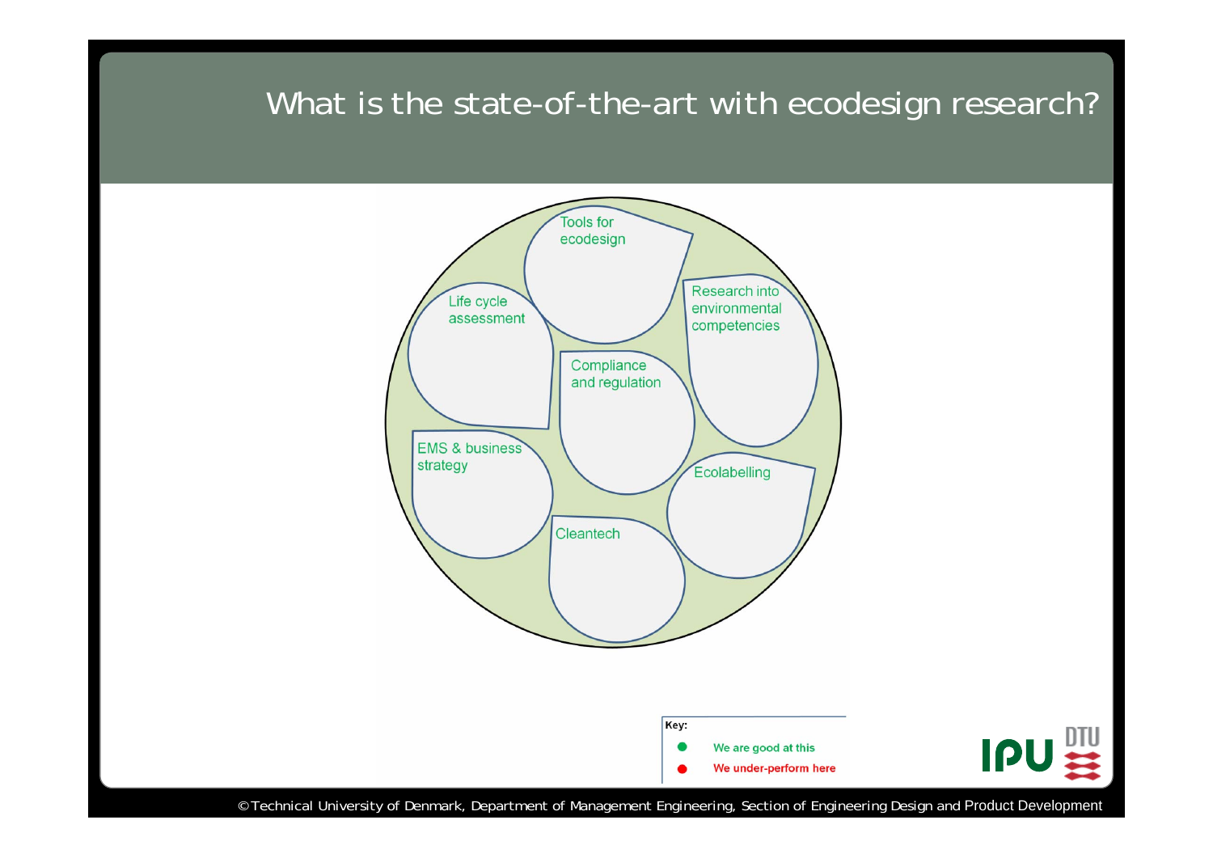# What is the state-of-the-art with ecodesign research?

- Tools for ecodesign
- Life cycle assessment
- Research into environmental competencies
- Compliance and regulation
- EMS & business strategy
- Ecolabelling
- Cleantech

Key:

- We are good at this
- We under-perform here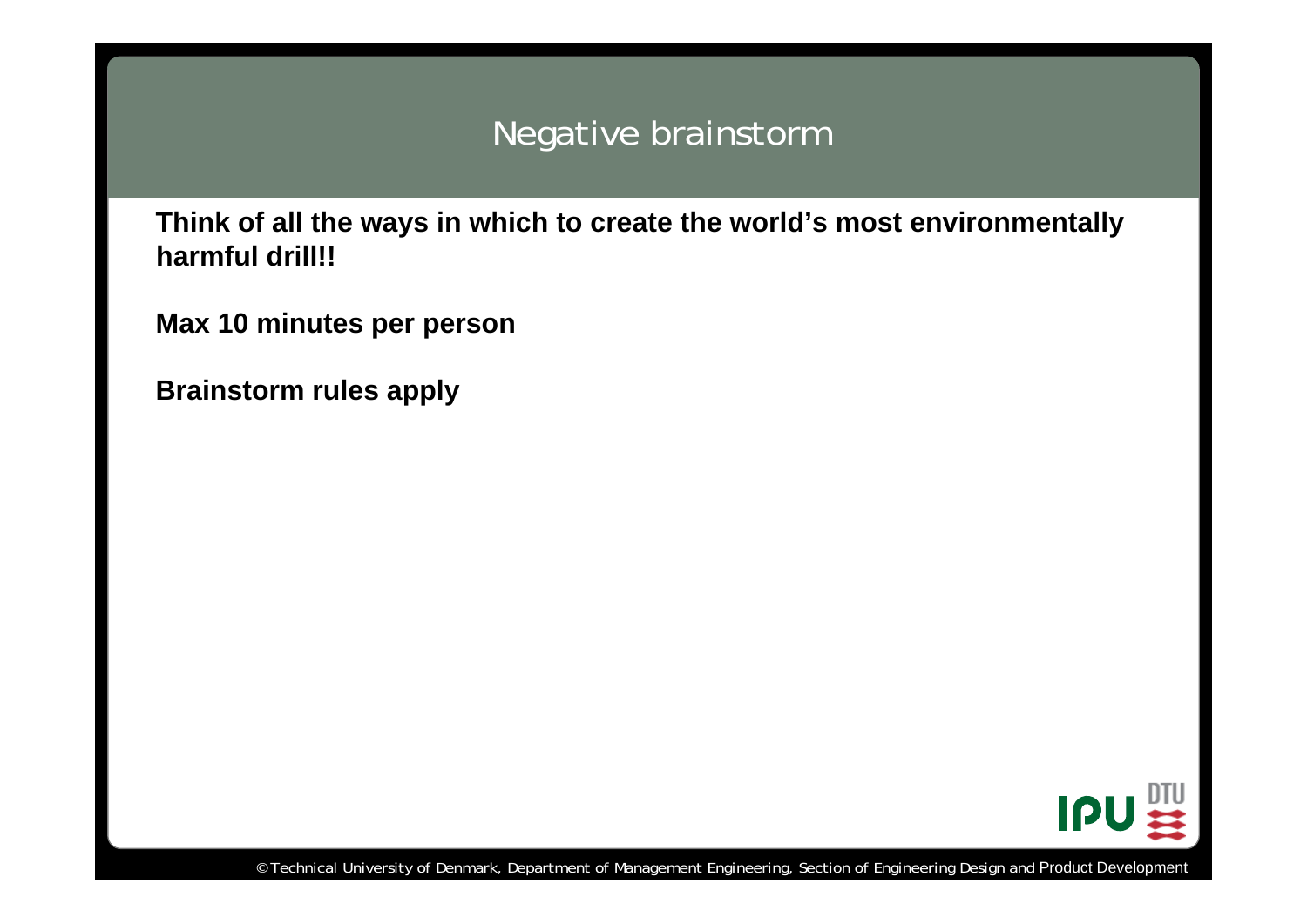# Negative brainstorm

**Think of all the ways in which to create the world's most environmentally harmful drill!!**

**Max 10 minutes per person**

**Brainstorm rules apply**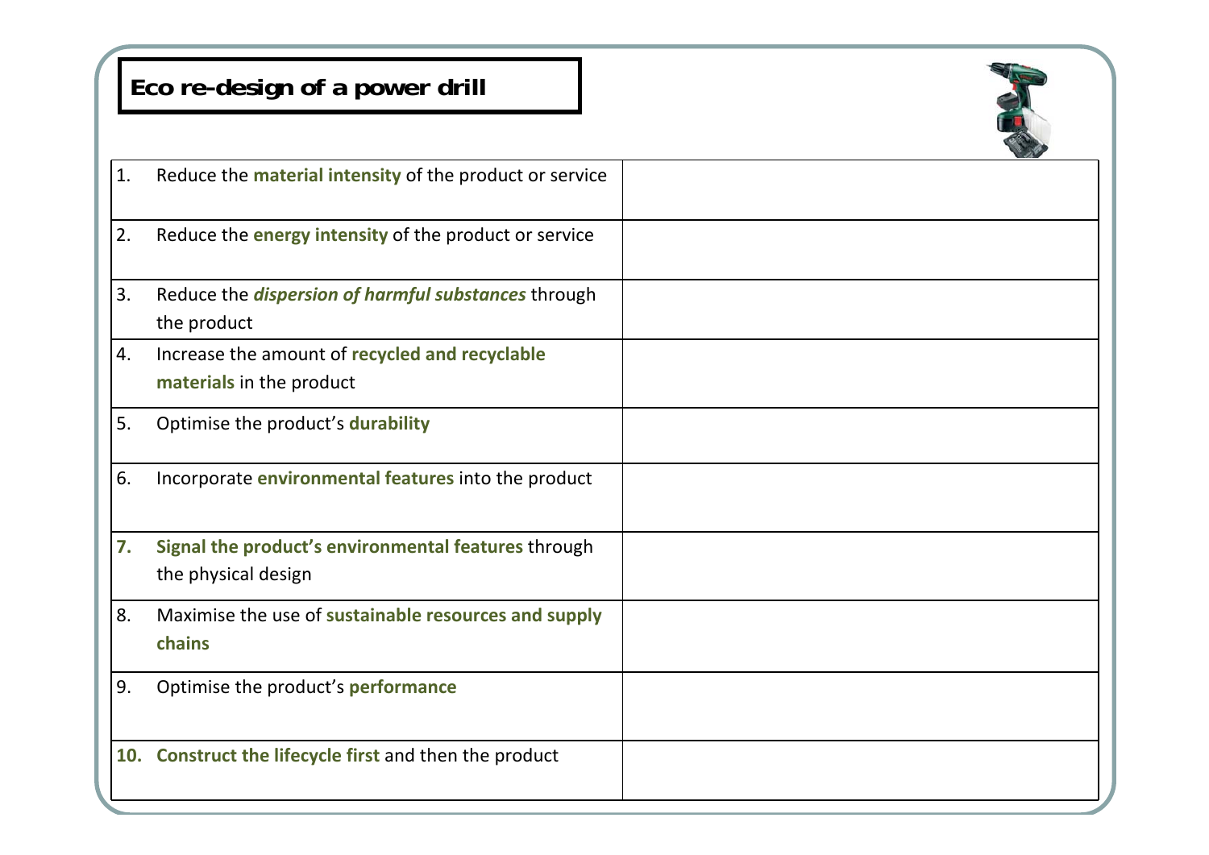# Eco re-design of a power drill

| | |
|---|---|
| 1. Reduce the **material intensity** of the product or service | |
| 2. Reduce the **energy intensity** of the product or service | |
| 3. Reduce the ***dispersion of harmful substances*** through the product | |
| 4. Increase the amount of **recycled and recyclable materials** in the product | |
| 5. Optimise the product's **durability** | |
| 6. Incorporate **environmental features** into the product | |
| **7. Signal the product's environmental features** through the physical design | |
| 8. Maximise the use of **sustainable resources and supply chains** | |
| 9. Optimise the product's **performance** | |
| **10. Construct the lifecycle first** and then the product | |